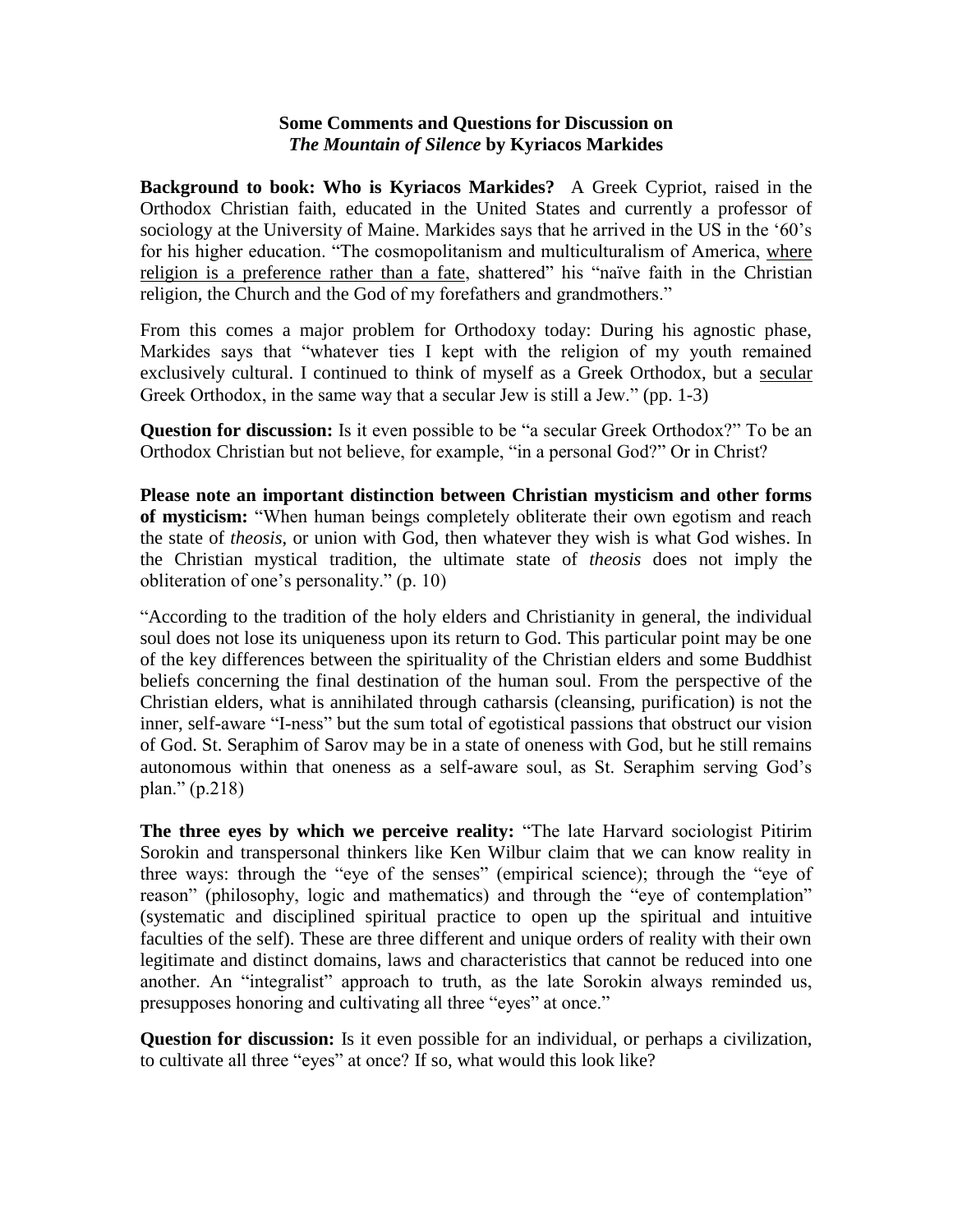**Some Comments and Questions for Discussion on**
***The Mountain of Silence* by Kyriacos Markides**

**Background to book: Who is Kyriacos Markides?** A Greek Cypriot, raised in the Orthodox Christian faith, educated in the United States and currently a professor of sociology at the University of Maine. Markides says that he arrived in the US in the '60's for his higher education. "The cosmopolitanism and multiculturalism of America, <u>where religion is a preference rather than a fate</u>, shattered" his "naïve faith in the Christian religion, the Church and the God of my forefathers and grandmothers."

From this comes a major problem for Orthodoxy today: During his agnostic phase, Markides says that "whatever ties I kept with the religion of my youth remained exclusively cultural. I continued to think of myself as a Greek Orthodox, but a <u>secular</u> Greek Orthodox, in the same way that a secular Jew is still a Jew." (pp. 1-3)

**Question for discussion:** Is it even possible to be "a secular Greek Orthodox?" To be an Orthodox Christian but not believe, for example, "in a personal God?" Or in Christ?

**Please note an important distinction between Christian mysticism and other forms of mysticism:** "When human beings completely obliterate their own egotism and reach the state of *theosis*, or union with God, then whatever they wish is what God wishes. In the Christian mystical tradition, the ultimate state of *theosis* does not imply the obliteration of one's personality." (p. 10)

"According to the tradition of the holy elders and Christianity in general, the individual soul does not lose its uniqueness upon its return to God. This particular point may be one of the key differences between the spirituality of the Christian elders and some Buddhist beliefs concerning the final destination of the human soul. From the perspective of the Christian elders, what is annihilated through catharsis (cleansing, purification) is not the inner, self-aware "I-ness" but the sum total of egotistical passions that obstruct our vision of God. St. Seraphim of Sarov may be in a state of oneness with God, but he still remains autonomous within that oneness as a self-aware soul, as St. Seraphim serving God's plan." (p.218)

**The three eyes by which we perceive reality:** "The late Harvard sociologist Pitirim Sorokin and transpersonal thinkers like Ken Wilbur claim that we can know reality in three ways: through the "eye of the senses" (empirical science); through the "eye of reason" (philosophy, logic and mathematics) and through the "eye of contemplation" (systematic and disciplined spiritual practice to open up the spiritual and intuitive faculties of the self). These are three different and unique orders of reality with their own legitimate and distinct domains, laws and characteristics that cannot be reduced into one another. An "integralist" approach to truth, as the late Sorokin always reminded us, presupposes honoring and cultivating all three "eyes" at once."

**Question for discussion:** Is it even possible for an individual, or perhaps a civilization, to cultivate all three "eyes" at once? If so, what would this look like?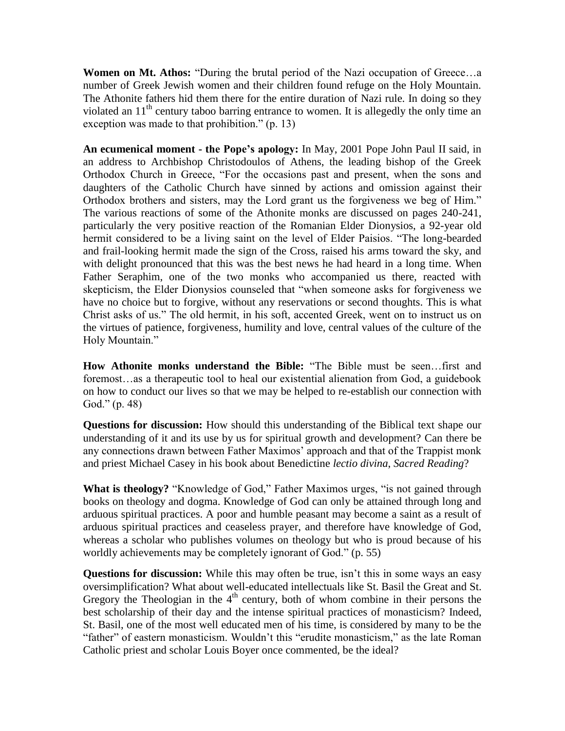**Women on Mt. Athos:** "During the brutal period of the Nazi occupation of Greece…a number of Greek Jewish women and their children found refuge on the Holy Mountain. The Athonite fathers hid them there for the entire duration of Nazi rule. In doing so they violated an 11th century taboo barring entrance to women. It is allegedly the only time an exception was made to that prohibition." (p. 13)

**An ecumenical moment - the Pope's apology:** In May, 2001 Pope John Paul II said, in an address to Archbishop Christodoulos of Athens, the leading bishop of the Greek Orthodox Church in Greece, "For the occasions past and present, when the sons and daughters of the Catholic Church have sinned by actions and omission against their Orthodox brothers and sisters, may the Lord grant us the forgiveness we beg of Him." The various reactions of some of the Athonite monks are discussed on pages 240-241, particularly the very positive reaction of the Romanian Elder Dionysios, a 92-year old hermit considered to be a living saint on the level of Elder Paisios. "The long-bearded and frail-looking hermit made the sign of the Cross, raised his arms toward the sky, and with delight pronounced that this was the best news he had heard in a long time. When Father Seraphim, one of the two monks who accompanied us there, reacted with skepticism, the Elder Dionysios counseled that "when someone asks for forgiveness we have no choice but to forgive, without any reservations or second thoughts. This is what Christ asks of us." The old hermit, in his soft, accented Greek, went on to instruct us on the virtues of patience, forgiveness, humility and love, central values of the culture of the Holy Mountain."

**How Athonite monks understand the Bible:** "The Bible must be seen…first and foremost…as a therapeutic tool to heal our existential alienation from God, a guidebook on how to conduct our lives so that we may be helped to re-establish our connection with God." (p. 48)

**Questions for discussion:** How should this understanding of the Biblical text shape our understanding of it and its use by us for spiritual growth and development? Can there be any connections drawn between Father Maximos' approach and that of the Trappist monk and priest Michael Casey in his book about Benedictine *lectio divina*, *Sacred Reading*?

**What is theology?** "Knowledge of God," Father Maximos urges, "is not gained through books on theology and dogma. Knowledge of God can only be attained through long and arduous spiritual practices. A poor and humble peasant may become a saint as a result of arduous spiritual practices and ceaseless prayer, and therefore have knowledge of God, whereas a scholar who publishes volumes on theology but who is proud because of his worldly achievements may be completely ignorant of God." (p. 55)

**Questions for discussion:** While this may often be true, isn't this in some ways an easy oversimplification? What about well-educated intellectuals like St. Basil the Great and St. Gregory the Theologian in the 4th century, both of whom combine in their persons the best scholarship of their day and the intense spiritual practices of monasticism? Indeed, St. Basil, one of the most well educated men of his time, is considered by many to be the "father" of eastern monasticism. Wouldn't this "erudite monasticism," as the late Roman Catholic priest and scholar Louis Boyer once commented, be the ideal?